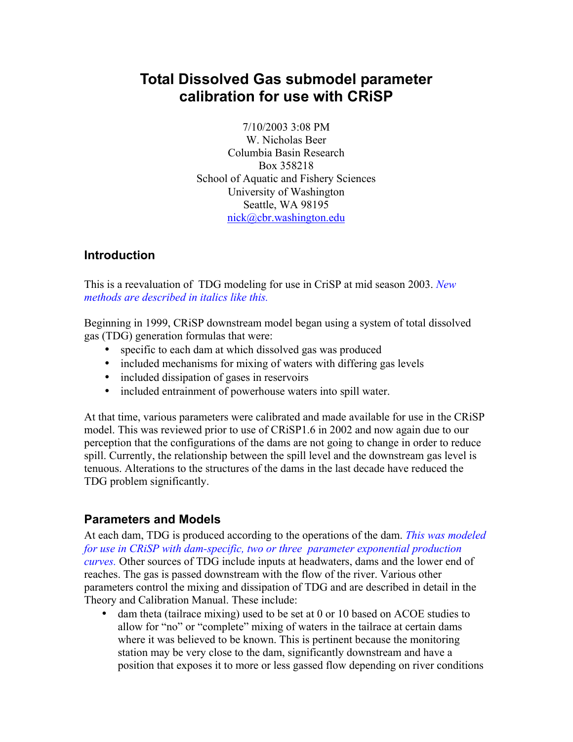# Total Dissolved Gas submodel parameter calibration for use with CRiSP

7/10/2003 3:08 PM
W. Nicholas Beer
Columbia Basin Research
Box 358218
School of Aquatic and Fishery Sciences
University of Washington
Seattle, WA 98195
nick@cbr.washington.edu

## Introduction

This is a reevaluation of TDG modeling for use in CriSP at mid season 2003. *New methods are described in italics like this.*

Beginning in 1999, CRiSP downstream model began using a system of total dissolved gas (TDG) generation formulas that were:

- specific to each dam at which dissolved gas was produced
- included mechanisms for mixing of waters with differing gas levels
- included dissipation of gases in reservoirs
- included entrainment of powerhouse waters into spill water.

At that time, various parameters were calibrated and made available for use in the CRiSP model. This was reviewed prior to use of CRiSP1.6 in 2002 and now again due to our perception that the configurations of the dams are not going to change in order to reduce spill. Currently, the relationship between the spill level and the downstream gas level is tenuous. Alterations to the structures of the dams in the last decade have reduced the TDG problem significantly.

## Parameters and Models

At each dam, TDG is produced according to the operations of the dam. *This was modeled for use in CRiSP with dam-specific, two or three parameter exponential production curves.* Other sources of TDG include inputs at headwaters, dams and the lower end of reaches. The gas is passed downstream with the flow of the river. Various other parameters control the mixing and dissipation of TDG and are described in detail in the Theory and Calibration Manual. These include:

- dam theta (tailrace mixing) used to be set at 0 or 10 based on ACOE studies to allow for "no" or "complete" mixing of waters in the tailrace at certain dams where it was believed to be known. This is pertinent because the monitoring station may be very close to the dam, significantly downstream and have a position that exposes it to more or less gassed flow depending on river conditions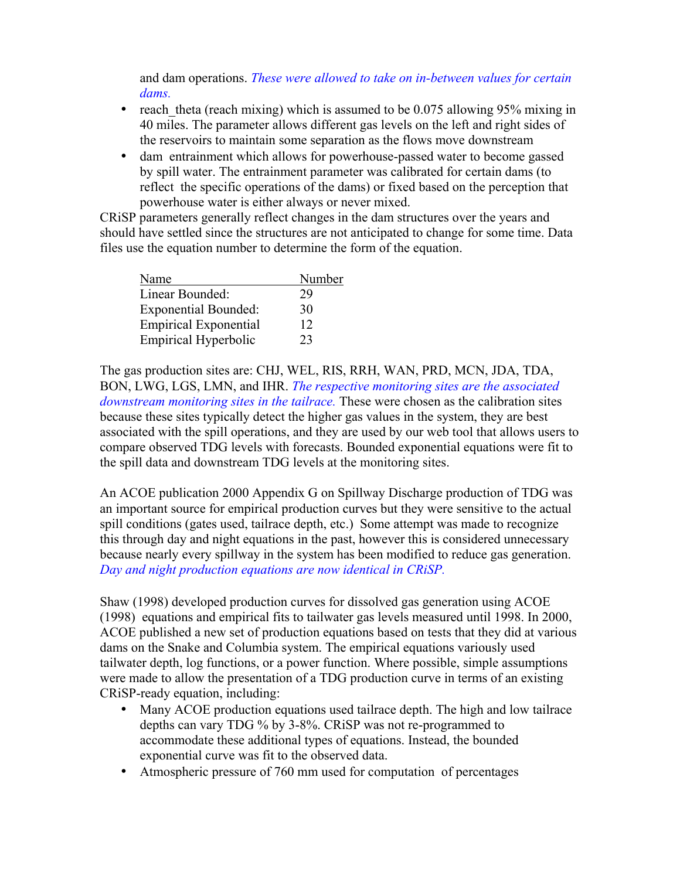and dam operations. *These were allowed to take on in-between values for certain dams.*

- reach_theta (reach mixing) which is assumed to be 0.075 allowing 95% mixing in 40 miles. The parameter allows different gas levels on the left and right sides of the reservoirs to maintain some separation as the flows move downstream
- dam entrainment which allows for powerhouse-passed water to become gassed by spill water. The entrainment parameter was calibrated for certain dams (to reflect the specific operations of the dams) or fixed based on the perception that powerhouse water is either always or never mixed.

CRiSP parameters generally reflect changes in the dam structures over the years and should have settled since the structures are not anticipated to change for some time. Data files use the equation number to determine the form of the equation.

| Name | Number |
|---|---|
| Linear Bounded: | 29 |
| Exponential Bounded: | 30 |
| Empirical Exponential | 12 |
| Empirical Hyperbolic | 23 |

The gas production sites are: CHJ, WEL, RIS, RRH, WAN, PRD, MCN, JDA, TDA, BON, LWG, LGS, LMN, and IHR. *The respective monitoring sites are the associated downstream monitoring sites in the tailrace.* These were chosen as the calibration sites because these sites typically detect the higher gas values in the system, they are best associated with the spill operations, and they are used by our web tool that allows users to compare observed TDG levels with forecasts. Bounded exponential equations were fit to the spill data and downstream TDG levels at the monitoring sites.

An ACOE publication 2000 Appendix G on Spillway Discharge production of TDG was an important source for empirical production curves but they were sensitive to the actual spill conditions (gates used, tailrace depth, etc.) Some attempt was made to recognize this through day and night equations in the past, however this is considered unnecessary because nearly every spillway in the system has been modified to reduce gas generation. *Day and night production equations are now identical in CRiSP.*

Shaw (1998) developed production curves for dissolved gas generation using ACOE (1998) equations and empirical fits to tailwater gas levels measured until 1998. In 2000, ACOE published a new set of production equations based on tests that they did at various dams on the Snake and Columbia system. The empirical equations variously used tailwater depth, log functions, or a power function. Where possible, simple assumptions were made to allow the presentation of a TDG production curve in terms of an existing CRiSP-ready equation, including:

- Many ACOE production equations used tailrace depth. The high and low tailrace depths can vary TDG % by 3-8%. CRiSP was not re-programmed to accommodate these additional types of equations. Instead, the bounded exponential curve was fit to the observed data.
- Atmospheric pressure of 760 mm used for computation of percentages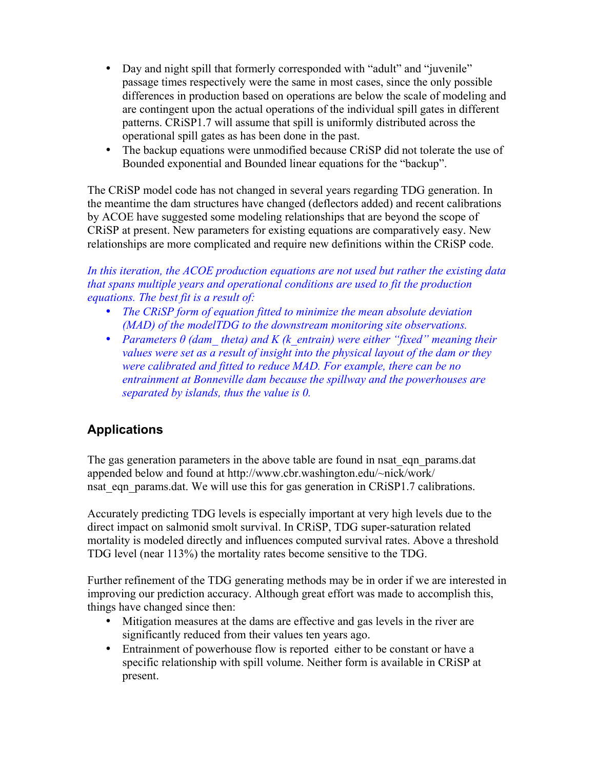- Day and night spill that formerly corresponded with "adult" and "juvenile" passage times respectively were the same in most cases, since the only possible differences in production based on operations are below the scale of modeling and are contingent upon the actual operations of the individual spill gates in different patterns. CRiSP1.7 will assume that spill is uniformly distributed across the operational spill gates as has been done in the past.
- The backup equations were unmodified because CRiSP did not tolerate the use of Bounded exponential and Bounded linear equations for the "backup".

The CRiSP model code has not changed in several years regarding TDG generation. In the meantime the dam structures have changed (deflectors added) and recent calibrations by ACOE have suggested some modeling relationships that are beyond the scope of CRiSP at present. New parameters for existing equations are comparatively easy. New relationships are more complicated and require new definitions within the CRiSP code.

*In this iteration, the ACOE production equations are not used but rather the existing data that spans multiple years and operational conditions are used to fit the production equations. The best fit is a result of:*

- *The CRiSP form of equation fitted to minimize the mean absolute deviation (MAD) of the modelTDG to the downstream monitoring site observations.*
- *Parameters θ (dam_ theta) and K (k_entrain) were either "fixed" meaning their values were set as a result of insight into the physical layout of the dam or they were calibrated and fitted to reduce MAD. For example, there can be no entrainment at Bonneville dam because the spillway and the powerhouses are separated by islands, thus the value is 0.*

## Applications

The gas generation parameters in the above table are found in nsat_eqn_params.dat appended below and found at http://www.cbr.washington.edu/~nick/work/nsat_eqn_params.dat. We will use this for gas generation in CRiSP1.7 calibrations.

Accurately predicting TDG levels is especially important at very high levels due to the direct impact on salmonid smolt survival. In CRiSP, TDG super-saturation related mortality is modeled directly and influences computed survival rates. Above a threshold TDG level (near 113%) the mortality rates become sensitive to the TDG.

Further refinement of the TDG generating methods may be in order if we are interested in improving our prediction accuracy. Although great effort was made to accomplish this, things have changed since then:

- Mitigation measures at the dams are effective and gas levels in the river are significantly reduced from their values ten years ago.
- Entrainment of powerhouse flow is reported either to be constant or have a specific relationship with spill volume. Neither form is available in CRiSP at present.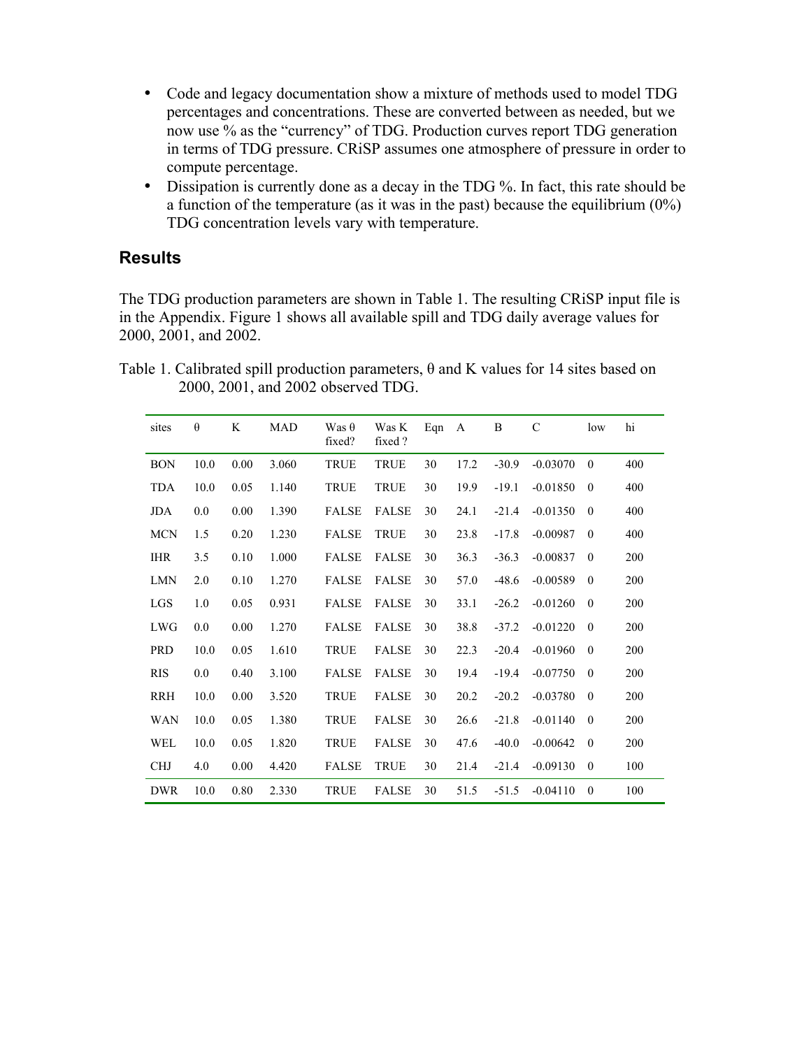- Code and legacy documentation show a mixture of methods used to model TDG percentages and concentrations. These are converted between as needed, but we now use % as the "currency" of TDG. Production curves report TDG generation in terms of TDG pressure. CRiSP assumes one atmosphere of pressure in order to compute percentage.
- Dissipation is currently done as a decay in the TDG %. In fact, this rate should be a function of the temperature (as it was in the past) because the equilibrium (0%) TDG concentration levels vary with temperature.

## Results

The TDG production parameters are shown in Table 1. The resulting CRiSP input file is in the Appendix. Figure 1 shows all available spill and TDG daily average values for 2000, 2001, and 2002.

Table 1. Calibrated spill production parameters, θ and K values for 14 sites based on 2000, 2001, and 2002 observed TDG.

| sites | θ | K | MAD | Was θ fixed? | Was K fixed ? | Eqn | A | B | C | low | hi |
|---|---|---|---|---|---|---|---|---|---|---|---|
| BON | 10.0 | 0.00 | 3.060 | TRUE | TRUE | 30 | 17.2 | -30.9 | -0.03070 | 0 | 400 |
| TDA | 10.0 | 0.05 | 1.140 | TRUE | TRUE | 30 | 19.9 | -19.1 | -0.01850 | 0 | 400 |
| JDA | 0.0 | 0.00 | 1.390 | FALSE | FALSE | 30 | 24.1 | -21.4 | -0.01350 | 0 | 400 |
| MCN | 1.5 | 0.20 | 1.230 | FALSE | TRUE | 30 | 23.8 | -17.8 | -0.00987 | 0 | 400 |
| IHR | 3.5 | 0.10 | 1.000 | FALSE | FALSE | 30 | 36.3 | -36.3 | -0.00837 | 0 | 200 |
| LMN | 2.0 | 0.10 | 1.270 | FALSE | FALSE | 30 | 57.0 | -48.6 | -0.00589 | 0 | 200 |
| LGS | 1.0 | 0.05 | 0.931 | FALSE | FALSE | 30 | 33.1 | -26.2 | -0.01260 | 0 | 200 |
| LWG | 0.0 | 0.00 | 1.270 | FALSE | FALSE | 30 | 38.8 | -37.2 | -0.01220 | 0 | 200 |
| PRD | 10.0 | 0.05 | 1.610 | TRUE | FALSE | 30 | 22.3 | -20.4 | -0.01960 | 0 | 200 |
| RIS | 0.0 | 0.40 | 3.100 | FALSE | FALSE | 30 | 19.4 | -19.4 | -0.07750 | 0 | 200 |
| RRH | 10.0 | 0.00 | 3.520 | TRUE | FALSE | 30 | 20.2 | -20.2 | -0.03780 | 0 | 200 |
| WAN | 10.0 | 0.05 | 1.380 | TRUE | FALSE | 30 | 26.6 | -21.8 | -0.01140 | 0 | 200 |
| WEL | 10.0 | 0.05 | 1.820 | TRUE | FALSE | 30 | 47.6 | -40.0 | -0.00642 | 0 | 200 |
| CHJ | 4.0 | 0.00 | 4.420 | FALSE | TRUE | 30 | 21.4 | -21.4 | -0.09130 | 0 | 100 |
| DWR | 10.0 | 0.80 | 2.330 | TRUE | FALSE | 30 | 51.5 | -51.5 | -0.04110 | 0 | 100 |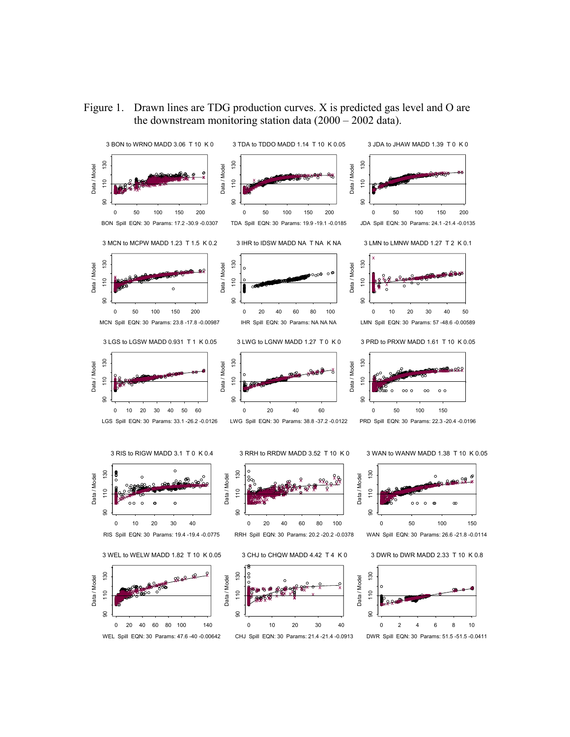Figure 1. Drawn lines are TDG production curves. X is predicted gas level and O are the downstream monitoring station data (2000 – 2002 data).

3 BON to WRNO MADD 3.06 T 10 K 0

BON Spill EQN: 30 Params: 17.2 -30.9 -0.0307

3 TDA to TDDO MADD 1.14 T 10 K 0.05

TDA Spill EQN: 30 Params: 19.9 -19.1 -0.0185

3 JDA to JHAW MADD 1.39 T 0 K 0

JDA Spill EQN: 30 Params: 24.1 -21.4 -0.0135

3 MCN to MCPW MADD 1.23 T 1.5 K 0.2

MCN Spill EQN: 30 Params: 23.8 -17.8 -0.00987

3 IHR to IDSW MADD NA T NA K NA

IHR Spill EQN: 30 Params: NA NA NA

3 LMN to LMNW MADD 1.27 T 2 K 0.1

LMN Spill EQN: 30 Params: 57 -48.6 -0.00589

3 LGS to LGSW MADD 0.931 T 1 K 0.05

LGS Spill EQN: 30 Params: 33.1 -26.2 -0.0126

3 LWG to LGNW MADD 1.27 T 0 K 0

LWG Spill EQN: 30 Params: 38.8 -37.2 -0.0122

3 PRD to PRXW MADD 1.61 T 10 K 0.05

PRD Spill EQN: 30 Params: 22.3 -20.4 -0.0196

3 RIS to RIGW MADD 3.1 T 0 K 0.4

RIS Spill EQN: 30 Params: 19.4 -19.4 -0.0775

3 RRH to RRDW MADD 3.52 T 10 K 0

RRH Spill EQN: 30 Params: 20.2 -20.2 -0.0378

3 WAN to WANW MADD 1.38 T 10 K 0.05

WAN Spill EQN: 30 Params: 26.6 -21.8 -0.0114

3 WEL to WELW MADD 1.82 T 10 K 0.05

WEL Spill EQN: 30 Params: 47.6 -40 -0.00642

3 CHJ to CHQW MADD 4.42 T 4 K 0

CHJ Spill EQN: 30 Params: 21.4 -21.4 -0.0913

3 DWR to DWR MADD 2.33 T 10 K 0.8

DWR Spill EQN: 30 Params: 51.5 -51.5 -0.0411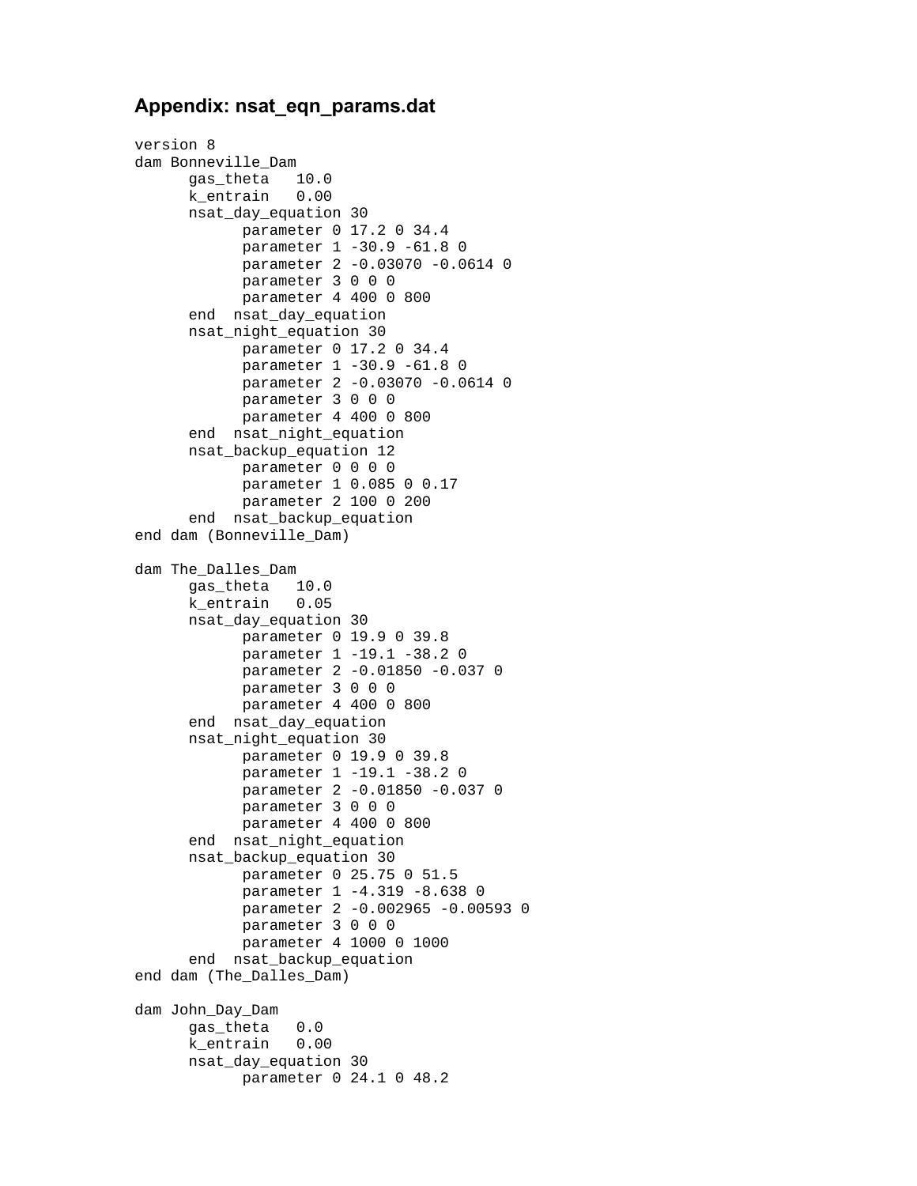### Appendix: nsat_eqn_params.dat

```
version 8
dam Bonneville_Dam
      gas_theta   10.0
      k_entrain   0.00
      nsat_day_equation 30
            parameter 0 17.2 0 34.4
            parameter 1 -30.9 -61.8 0
            parameter 2 -0.03070 -0.0614 0
            parameter 3 0 0 0
            parameter 4 400 0 800
      end  nsat_day_equation
      nsat_night_equation 30
            parameter 0 17.2 0 34.4
            parameter 1 -30.9 -61.8 0
            parameter 2 -0.03070 -0.0614 0
            parameter 3 0 0 0
            parameter 4 400 0 800
      end  nsat_night_equation
      nsat_backup_equation 12
            parameter 0 0 0 0
            parameter 1 0.085 0 0.17
            parameter 2 100 0 200
      end  nsat_backup_equation
end dam (Bonneville_Dam)

dam The_Dalles_Dam
      gas_theta   10.0
      k_entrain   0.05
      nsat_day_equation 30
            parameter 0 19.9 0 39.8
            parameter 1 -19.1 -38.2 0
            parameter 2 -0.01850 -0.037 0
            parameter 3 0 0 0
            parameter 4 400 0 800
      end  nsat_day_equation
      nsat_night_equation 30
            parameter 0 19.9 0 39.8
            parameter 1 -19.1 -38.2 0
            parameter 2 -0.01850 -0.037 0
            parameter 3 0 0 0
            parameter 4 400 0 800
      end  nsat_night_equation
      nsat_backup_equation 30
            parameter 0 25.75 0 51.5
            parameter 1 -4.319 -8.638 0
            parameter 2 -0.002965 -0.00593 0
            parameter 3 0 0 0
            parameter 4 1000 0 1000
      end  nsat_backup_equation
end dam (The_Dalles_Dam)

dam John_Day_Dam
      gas_theta   0.0
      k_entrain   0.00
      nsat_day_equation 30
            parameter 0 24.1 0 48.2
```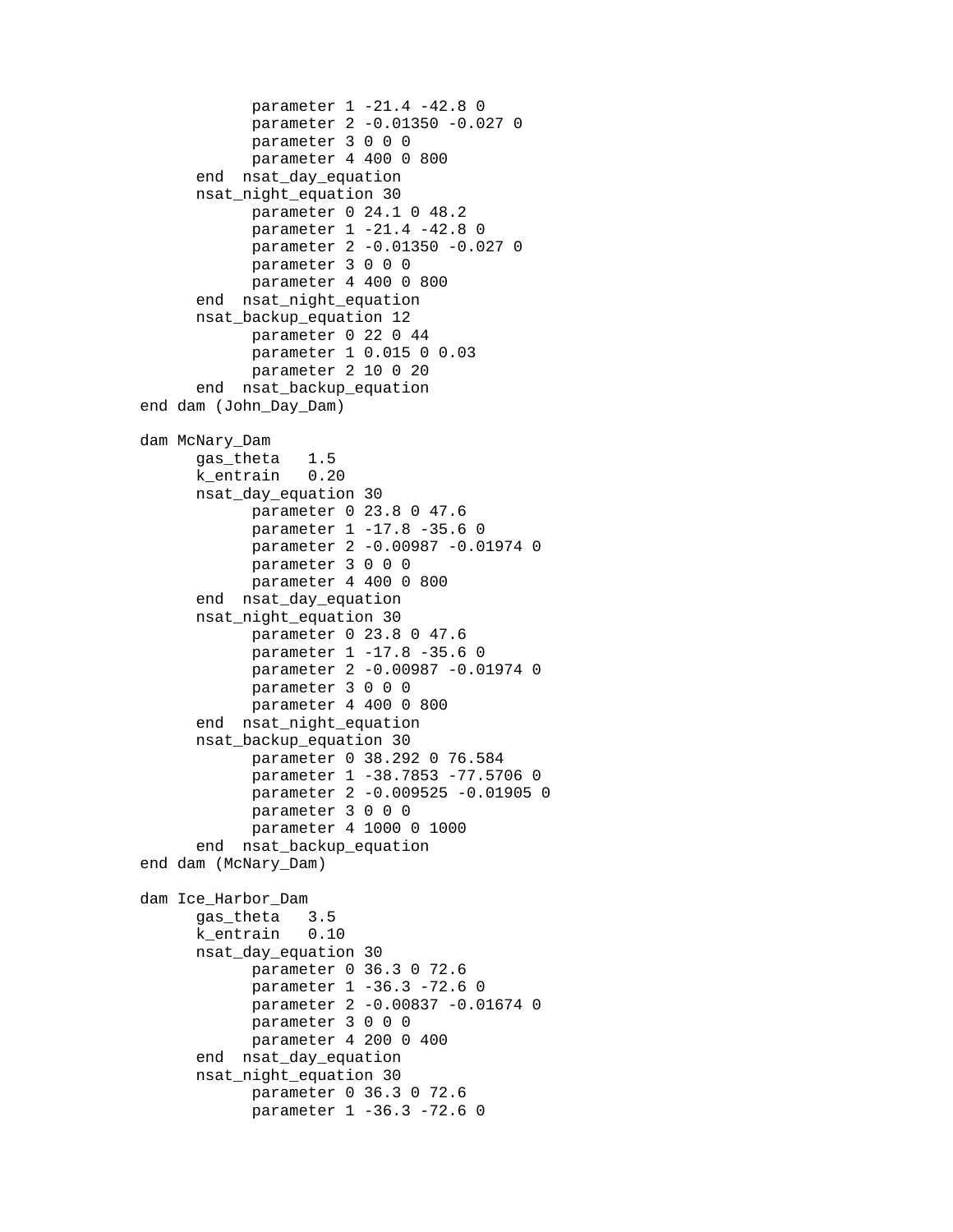```
            parameter 1 -21.4 -42.8 0
            parameter 2 -0.01350 -0.027 0
            parameter 3 0 0 0
            parameter 4 400 0 800
      end  nsat_day_equation
      nsat_night_equation 30
            parameter 0 24.1 0 48.2
            parameter 1 -21.4 -42.8 0
            parameter 2 -0.01350 -0.027 0
            parameter 3 0 0 0
            parameter 4 400 0 800
      end  nsat_night_equation
      nsat_backup_equation 12
            parameter 0 22 0 44
            parameter 1 0.015 0 0.03
            parameter 2 10 0 20
      end  nsat_backup_equation
end dam (John_Day_Dam)

dam McNary_Dam
      gas_theta   1.5
      k_entrain   0.20
      nsat_day_equation 30
            parameter 0 23.8 0 47.6
            parameter 1 -17.8 -35.6 0
            parameter 2 -0.00987 -0.01974 0
            parameter 3 0 0 0
            parameter 4 400 0 800
      end  nsat_day_equation
      nsat_night_equation 30
            parameter 0 23.8 0 47.6
            parameter 1 -17.8 -35.6 0
            parameter 2 -0.00987 -0.01974 0
            parameter 3 0 0 0
            parameter 4 400 0 800
      end  nsat_night_equation
      nsat_backup_equation 30
            parameter 0 38.292 0 76.584
            parameter 1 -38.7853 -77.5706 0
            parameter 2 -0.009525 -0.01905 0
            parameter 3 0 0 0
            parameter 4 1000 0 1000
      end  nsat_backup_equation
end dam (McNary_Dam)

dam Ice_Harbor_Dam
      gas_theta   3.5
      k_entrain   0.10
      nsat_day_equation 30
            parameter 0 36.3 0 72.6
            parameter 1 -36.3 -72.6 0
            parameter 2 -0.00837 -0.01674 0
            parameter 3 0 0 0
            parameter 4 200 0 400
      end  nsat_day_equation
      nsat_night_equation 30
            parameter 0 36.3 0 72.6
            parameter 1 -36.3 -72.6 0
```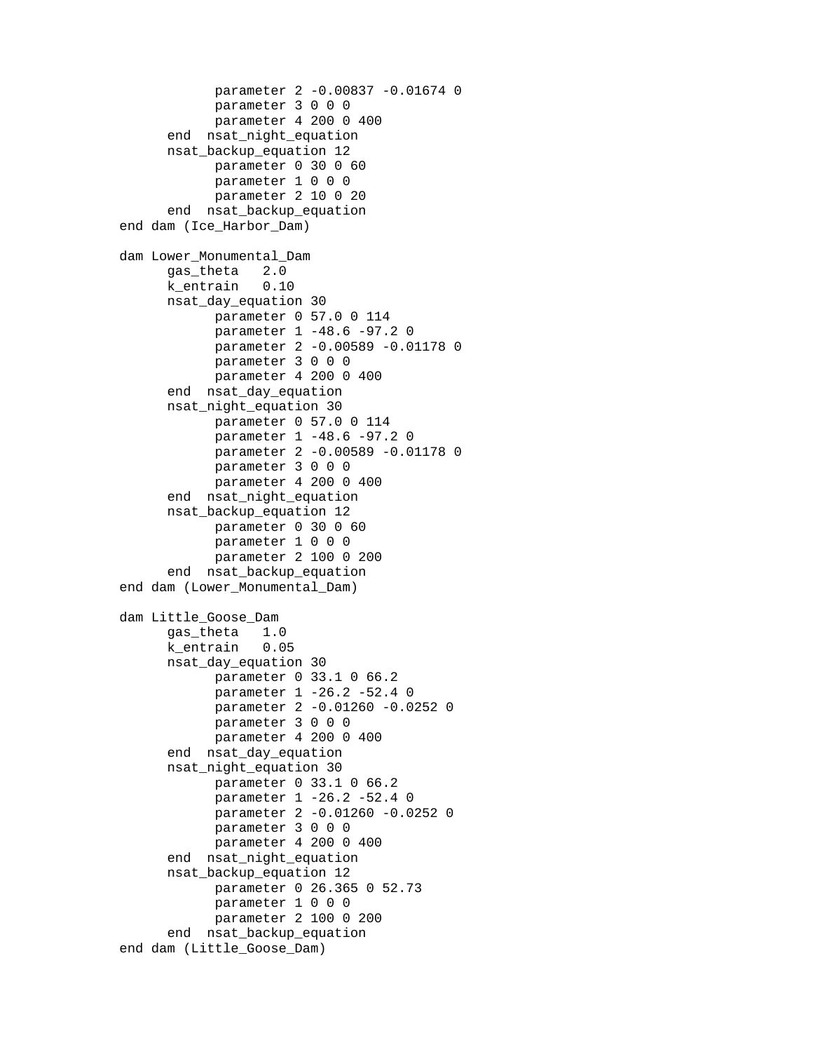```
            parameter 2 -0.00837 -0.01674 0
            parameter 3 0 0 0
            parameter 4 200 0 400
      end  nsat_night_equation
      nsat_backup_equation 12
            parameter 0 30 0 60
            parameter 1 0 0 0
            parameter 2 10 0 20
      end  nsat_backup_equation
end dam (Ice_Harbor_Dam)

dam Lower_Monumental_Dam
      gas_theta   2.0
      k_entrain   0.10
      nsat_day_equation 30
            parameter 0 57.0 0 114
            parameter 1 -48.6 -97.2 0
            parameter 2 -0.00589 -0.01178 0
            parameter 3 0 0 0
            parameter 4 200 0 400
      end  nsat_day_equation
      nsat_night_equation 30
            parameter 0 57.0 0 114
            parameter 1 -48.6 -97.2 0
            parameter 2 -0.00589 -0.01178 0
            parameter 3 0 0 0
            parameter 4 200 0 400
      end  nsat_night_equation
      nsat_backup_equation 12
            parameter 0 30 0 60
            parameter 1 0 0 0
            parameter 2 100 0 200
      end  nsat_backup_equation
end dam (Lower_Monumental_Dam)

dam Little_Goose_Dam
      gas_theta   1.0
      k_entrain   0.05
      nsat_day_equation 30
            parameter 0 33.1 0 66.2
            parameter 1 -26.2 -52.4 0
            parameter 2 -0.01260 -0.0252 0
            parameter 3 0 0 0
            parameter 4 200 0 400
      end  nsat_day_equation
      nsat_night_equation 30
            parameter 0 33.1 0 66.2
            parameter 1 -26.2 -52.4 0
            parameter 2 -0.01260 -0.0252 0
            parameter 3 0 0 0
            parameter 4 200 0 400
      end  nsat_night_equation
      nsat_backup_equation 12
            parameter 0 26.365 0 52.73
            parameter 1 0 0 0
            parameter 2 100 0 200
      end  nsat_backup_equation
end dam (Little_Goose_Dam)
```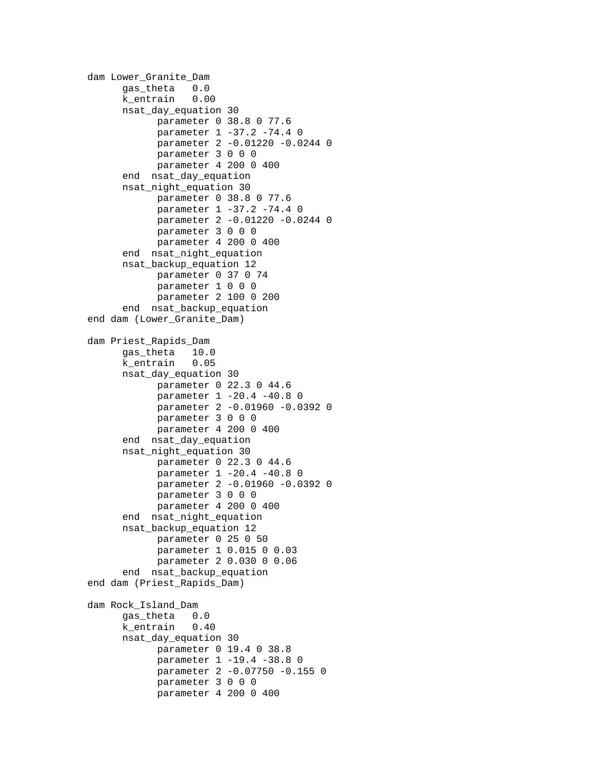```
dam Lower_Granite_Dam
      gas_theta   0.0
      k_entrain   0.00
      nsat_day_equation 30
            parameter 0 38.8 0 77.6
            parameter 1 -37.2 -74.4 0
            parameter 2 -0.01220 -0.0244 0
            parameter 3 0 0 0
            parameter 4 200 0 400
      end  nsat_day_equation
      nsat_night_equation 30
            parameter 0 38.8 0 77.6
            parameter 1 -37.2 -74.4 0
            parameter 2 -0.01220 -0.0244 0
            parameter 3 0 0 0
            parameter 4 200 0 400
      end  nsat_night_equation
      nsat_backup_equation 12
            parameter 0 37 0 74
            parameter 1 0 0 0
            parameter 2 100 0 200
      end  nsat_backup_equation
end dam (Lower_Granite_Dam)

dam Priest_Rapids_Dam
      gas_theta   10.0
      k_entrain   0.05
      nsat_day_equation 30
            parameter 0 22.3 0 44.6
            parameter 1 -20.4 -40.8 0
            parameter 2 -0.01960 -0.0392 0
            parameter 3 0 0 0
            parameter 4 200 0 400
      end  nsat_day_equation
      nsat_night_equation 30
            parameter 0 22.3 0 44.6
            parameter 1 -20.4 -40.8 0
            parameter 2 -0.01960 -0.0392 0
            parameter 3 0 0 0
            parameter 4 200 0 400
      end  nsat_night_equation
      nsat_backup_equation 12
            parameter 0 25 0 50
            parameter 1 0.015 0 0.03
            parameter 2 0.030 0 0.06
      end  nsat_backup_equation
end dam (Priest_Rapids_Dam)

dam Rock_Island_Dam
      gas_theta   0.0
      k_entrain   0.40
      nsat_day_equation 30
            parameter 0 19.4 0 38.8
            parameter 1 -19.4 -38.8 0
            parameter 2 -0.07750 -0.155 0
            parameter 3 0 0 0
            parameter 4 200 0 400
```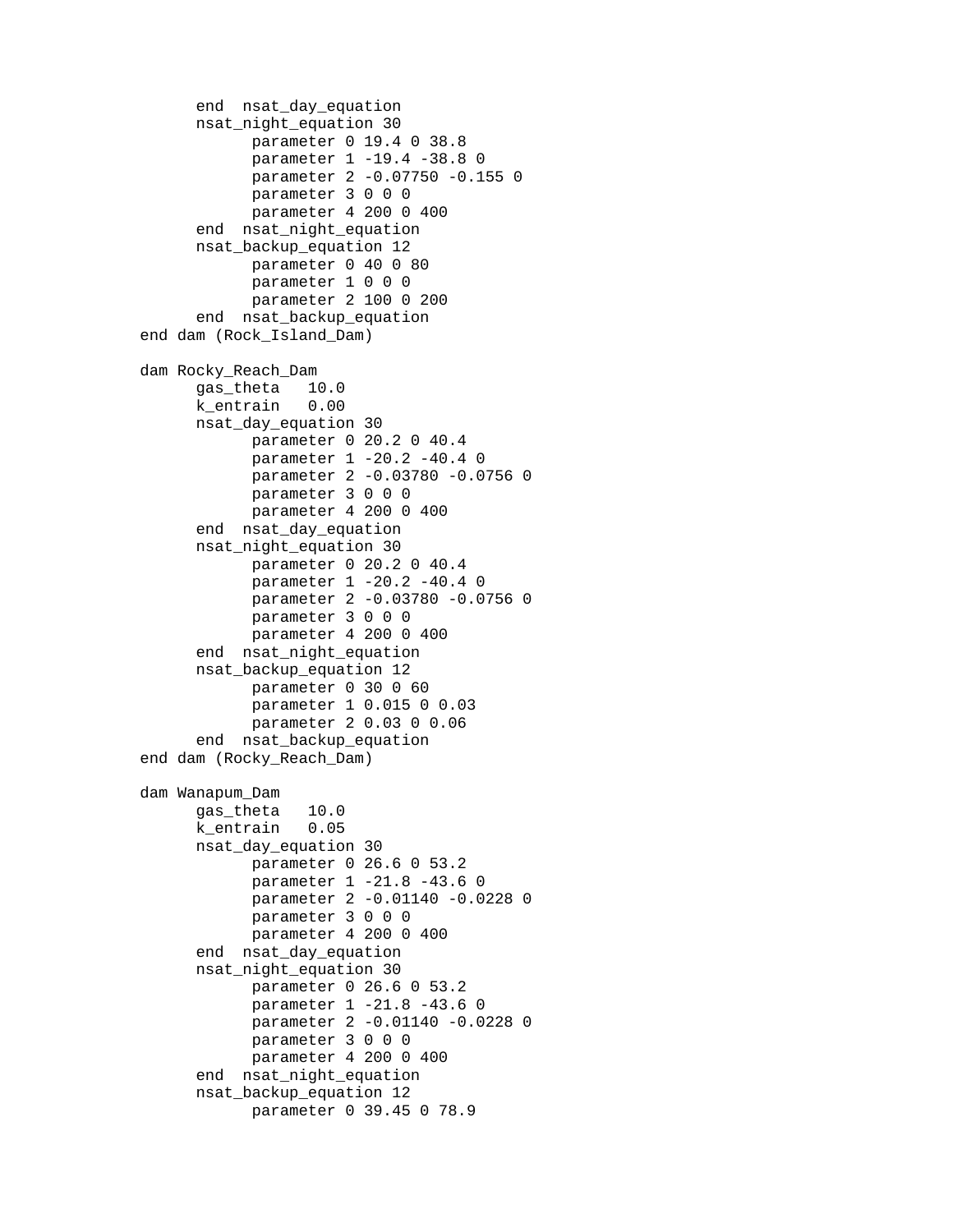```
      end  nsat_day_equation
      nsat_night_equation 30
            parameter 0 19.4 0 38.8
            parameter 1 -19.4 -38.8 0
            parameter 2 -0.07750 -0.155 0
            parameter 3 0 0 0
            parameter 4 200 0 400
      end  nsat_night_equation
      nsat_backup_equation 12
            parameter 0 40 0 80
            parameter 1 0 0 0
            parameter 2 100 0 200
      end  nsat_backup_equation
end dam (Rock_Island_Dam)

dam Rocky_Reach_Dam
      gas_theta   10.0
      k_entrain   0.00
      nsat_day_equation 30
            parameter 0 20.2 0 40.4
            parameter 1 -20.2 -40.4 0
            parameter 2 -0.03780 -0.0756 0
            parameter 3 0 0 0
            parameter 4 200 0 400
      end  nsat_day_equation
      nsat_night_equation 30
            parameter 0 20.2 0 40.4
            parameter 1 -20.2 -40.4 0
            parameter 2 -0.03780 -0.0756 0
            parameter 3 0 0 0
            parameter 4 200 0 400
      end  nsat_night_equation
      nsat_backup_equation 12
            parameter 0 30 0 60
            parameter 1 0.015 0 0.03
            parameter 2 0.03 0 0.06
      end  nsat_backup_equation
end dam (Rocky_Reach_Dam)

dam Wanapum_Dam
      gas_theta   10.0
      k_entrain   0.05
      nsat_day_equation 30
            parameter 0 26.6 0 53.2
            parameter 1 -21.8 -43.6 0
            parameter 2 -0.01140 -0.0228 0
            parameter 3 0 0 0
            parameter 4 200 0 400
      end  nsat_day_equation
      nsat_night_equation 30
            parameter 0 26.6 0 53.2
            parameter 1 -21.8 -43.6 0
            parameter 2 -0.01140 -0.0228 0
            parameter 3 0 0 0
            parameter 4 200 0 400
      end  nsat_night_equation
      nsat_backup_equation 12
            parameter 0 39.45 0 78.9
```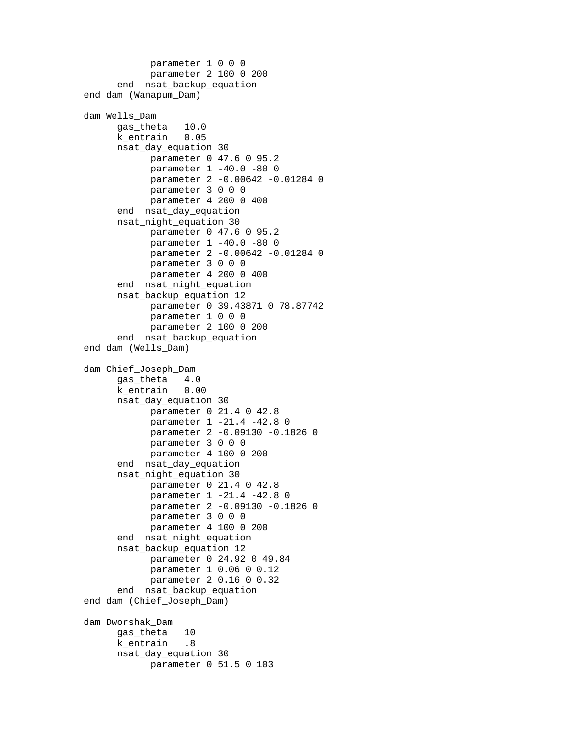```
            parameter 1 0 0 0
            parameter 2 100 0 200
      end  nsat_backup_equation
end dam (Wanapum_Dam)

dam Wells_Dam
      gas_theta   10.0
      k_entrain   0.05
      nsat_day_equation 30
            parameter 0 47.6 0 95.2
            parameter 1 -40.0 -80 0
            parameter 2 -0.00642 -0.01284 0
            parameter 3 0 0 0
            parameter 4 200 0 400
      end  nsat_day_equation
      nsat_night_equation 30
            parameter 0 47.6 0 95.2
            parameter 1 -40.0 -80 0
            parameter 2 -0.00642 -0.01284 0
            parameter 3 0 0 0
            parameter 4 200 0 400
      end  nsat_night_equation
      nsat_backup_equation 12
            parameter 0 39.43871 0 78.87742
            parameter 1 0 0 0
            parameter 2 100 0 200
      end  nsat_backup_equation
end dam (Wells_Dam)

dam Chief_Joseph_Dam
      gas_theta   4.0
      k_entrain   0.00
      nsat_day_equation 30
            parameter 0 21.4 0 42.8
            parameter 1 -21.4 -42.8 0
            parameter 2 -0.09130 -0.1826 0
            parameter 3 0 0 0
            parameter 4 100 0 200
      end  nsat_day_equation
      nsat_night_equation 30
            parameter 0 21.4 0 42.8
            parameter 1 -21.4 -42.8 0
            parameter 2 -0.09130 -0.1826 0
            parameter 3 0 0 0
            parameter 4 100 0 200
      end  nsat_night_equation
      nsat_backup_equation 12
            parameter 0 24.92 0 49.84
            parameter 1 0.06 0 0.12
            parameter 2 0.16 0 0.32
      end  nsat_backup_equation
end dam (Chief_Joseph_Dam)

dam Dworshak_Dam
      gas_theta   10
      k_entrain   .8
      nsat_day_equation 30
            parameter 0 51.5 0 103
```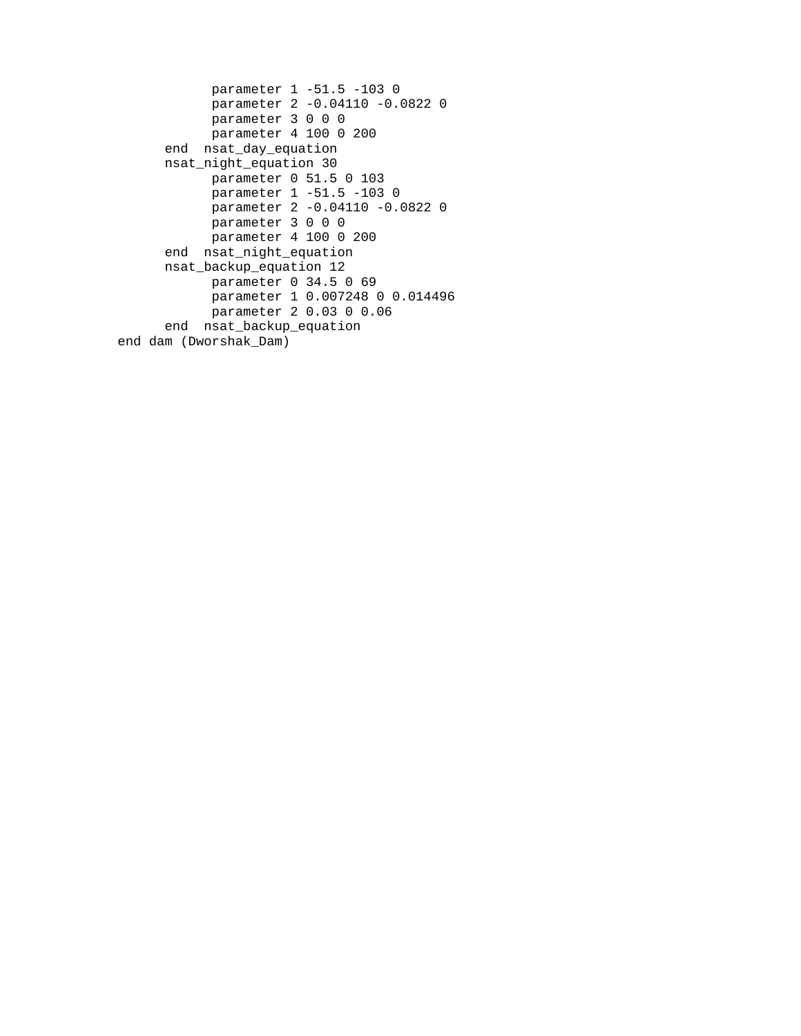```
            parameter 1 -51.5 -103 0
            parameter 2 -0.04110 -0.0822 0
            parameter 3 0 0 0
            parameter 4 100 0 200
      end  nsat_day_equation
      nsat_night_equation 30
            parameter 0 51.5 0 103
            parameter 1 -51.5 -103 0
            parameter 2 -0.04110 -0.0822 0
            parameter 3 0 0 0
            parameter 4 100 0 200
      end  nsat_night_equation
      nsat_backup_equation 12
            parameter 0 34.5 0 69
            parameter 1 0.007248 0 0.014496
            parameter 2 0.03 0 0.06
      end  nsat_backup_equation
end dam (Dworshak_Dam)
```